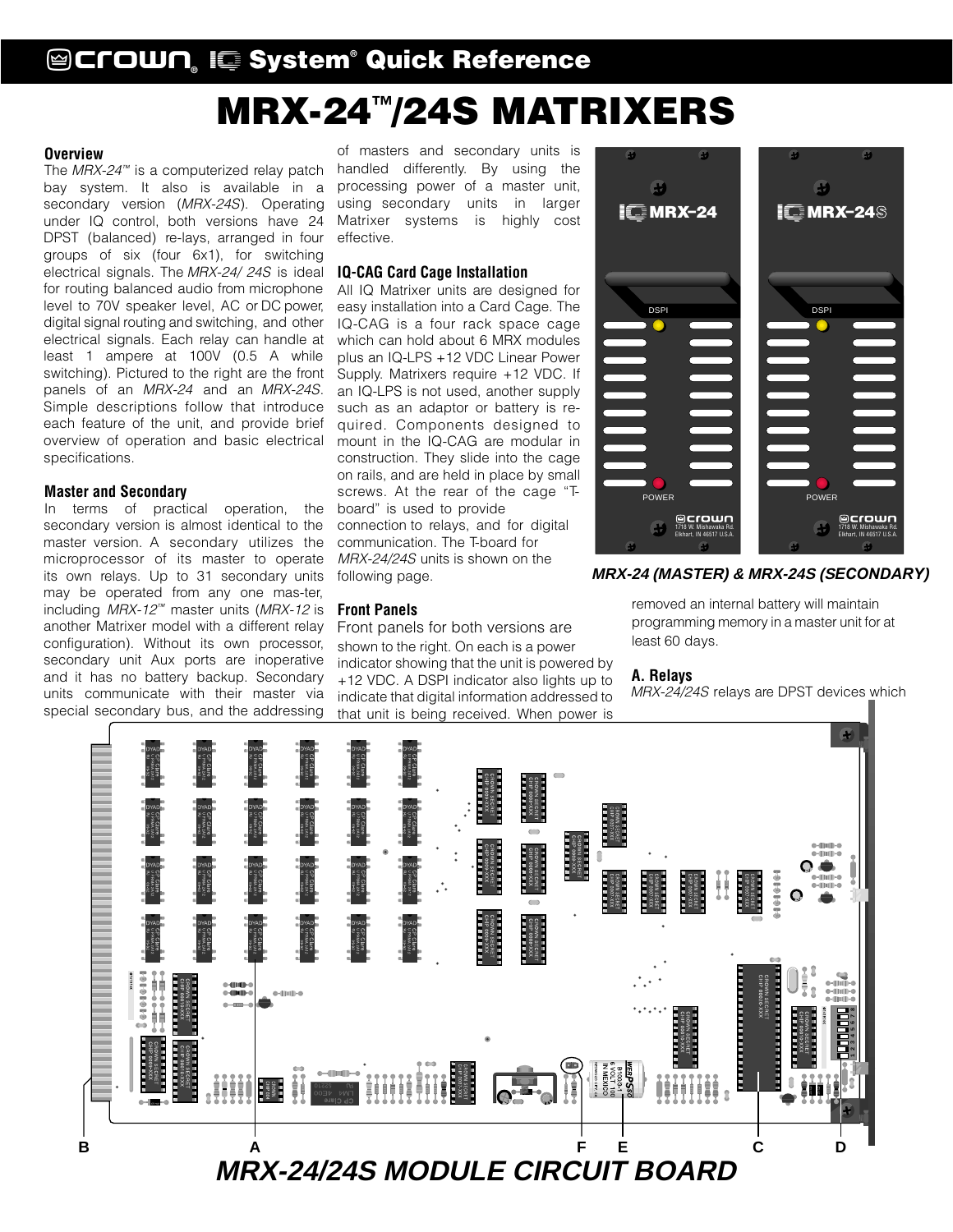# MRX-24™/24S MATRIXERS

## Overview

The *MRX-24™* is a computerized relay patch bay system. It also is available in a secondary version (*MRX-24S*). Operating under IQ control, both versions have 24 DPST (balanced) re-lays, arranged in four groups of six (four 6x1), for switching electrical signals. The *MRX-24/ 24S* is ideal for routing balanced audio from microphone level to 70V speaker level, AC or DC power, digital signal routing and switching, and other electrical signals. Each relay can handle at least 1 ampere at 100V (0.5 A while switching). Pictured to the right are the front panels of an *MRX-24* and an *MRX-24S*. Simple descriptions follow that introduce each feature of the unit, and provide brief overview of operation and basic electrical specifications.

## Master and Secondary

In terms of practical operation, the secondary version is almost identical to the master version. A secondary utilizes the microprocessor of its master to operate its own relays. Up to 31 secondary units may be operated from any one mas-ter, including *MRX-12™* master units (*MRX-12* is another Matrixer model with a different relay configuration). Without its own processor, secondary unit Aux ports are inoperative and it has no battery backup. Secondary units communicate with their master via special secondary bus, and the addressing of masters and secondary units is handled differently. By using the processing power of a master unit, using secondary units in larger Matrixer systems is highly cost effective.

## IQ-CAG Card Cage Installation

All IQ Matrixer units are designed for easy installation into a Card Cage. The IQ-CAG is a four rack space cage which can hold about 6 MRX modules plus an IQ-LPS +12 VDC Linear Power Supply. Matrixers require +12 VDC. If an IQ-LPS is not used, another supply such as an adaptor or battery is re-quired. Components designed to mount in the IQ-CAG are modular in construction. They slide into the cage on rails, and are held in place by small screws. At the rear of the cage "T-board" is used to provide connection to relays, and for digital communication. The T-board for *MRX-24/24S* units is shown on the following page.

***MRX-24 (MASTER) & MRX-24S (SECONDARY)***

## Front Panels

Front panels for both versions are shown to the right. On each is a power indicator showing that the unit is powered by +12 VDC. A DSPI indicator also lights up to indicate that digital information addressed to that unit is being received. When power is removed an internal battery will maintain programming memory in a master unit for at least 60 days.

## A. Relays

*MRX-24/24S* relays are DPST devices which

***MRX-24/24S MODULE CIRCUIT BOARD***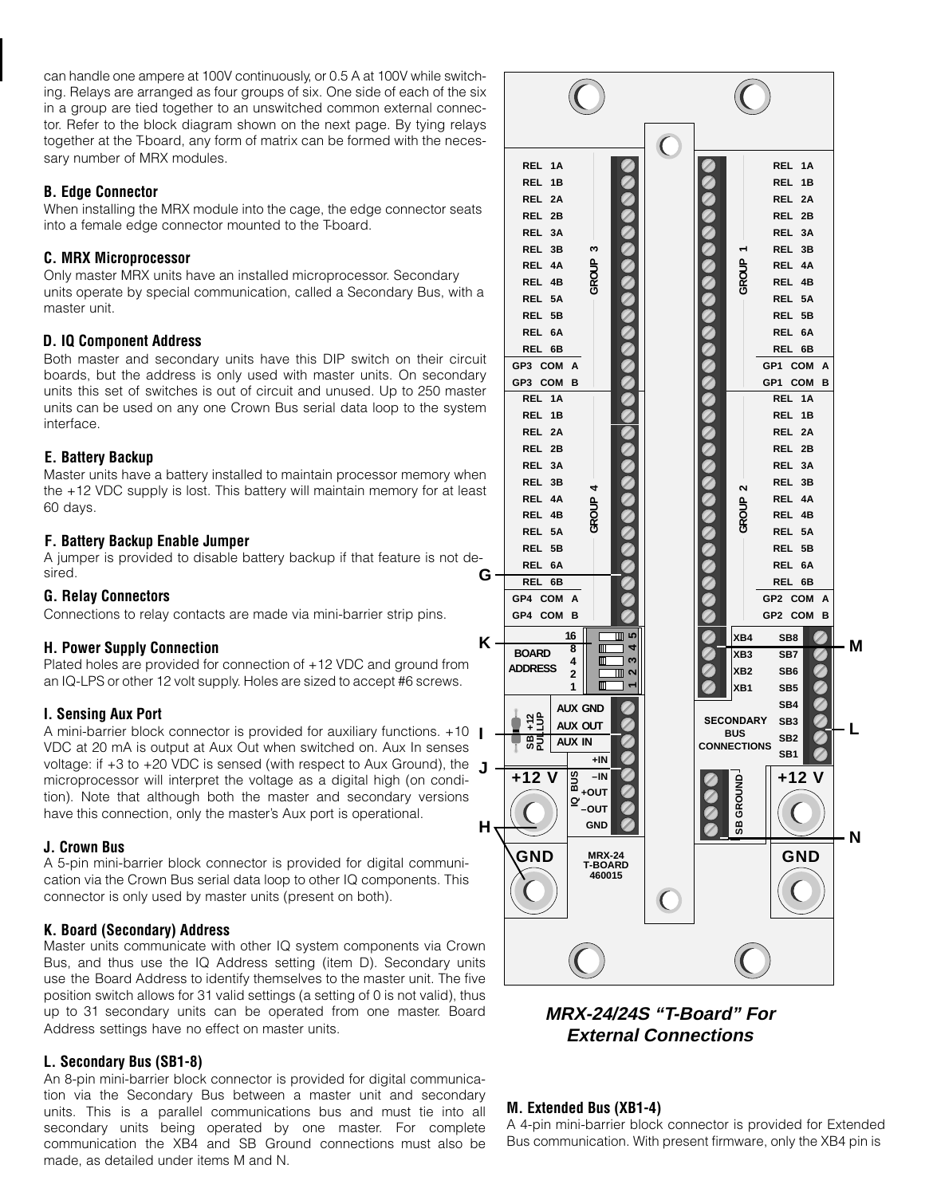can handle one ampere at 100V continuously, or 0.5 A at 100V while switching. Relays are arranged as four groups of six. One side of each of the six in a group are tied together to an unswitched common external connector. Refer to the block diagram shown on the next page. By tying relays together at the T-board, any form of matrix can be formed with the necessary number of MRX modules.

### B. Edge Connector

When installing the MRX module into the cage, the edge connector seats into a female edge connector mounted to the T-board.

### C. MRX Microprocessor

Only master MRX units have an installed microprocessor. Secondary units operate by special communication, called a Secondary Bus, with a master unit.

### D. IQ Component Address

Both master and secondary units have this DIP switch on their circuit boards, but the address is only used with master units. On secondary units this set of switches is out of circuit and unused. Up to 250 master units can be used on any one Crown Bus serial data loop to the system interface.

### E. Battery Backup

Master units have a battery installed to maintain processor memory when the +12 VDC supply is lost. This battery will maintain memory for at least 60 days.

### F. Battery Backup Enable Jumper

A jumper is provided to disable battery backup if that feature is not desired.

### G. Relay Connectors

Connections to relay contacts are made via mini-barrier strip pins.

### H. Power Supply Connection

Plated holes are provided for connection of +12 VDC and ground from an IQ-LPS or other 12 volt supply. Holes are sized to accept #6 screws.

### I. Sensing Aux Port

A mini-barrier block connector is provided for auxiliary functions. +10 VDC at 20 mA is output at Aux Out when switched on. Aux In senses voltage: if +3 to +20 VDC is sensed (with respect to Aux Ground), the microprocessor will interpret the voltage as a digital high (on condition). Note that although both the master and secondary versions have this connection, only the master's Aux port is operational.

### J. Crown Bus

A 5-pin mini-barrier block connector is provided for digital communication via the Crown Bus serial data loop to other IQ components. This connector is only used by master units (present on both).

### K. Board (Secondary) Address

Master units communicate with other IQ system components via Crown Bus, and thus use the IQ Address setting (item D). Secondary units use the Board Address to identify themselves to the master unit. The five position switch allows for 31 valid settings (a setting of 0 is not valid), thus up to 31 secondary units can be operated from one master. Board Address settings have no effect on master units.

### L. Secondary Bus (SB1-8)

An 8-pin mini-barrier block connector is provided for digital communication via the Secondary Bus between a master unit and secondary units. This is a parallel communications bus and must tie into all secondary units being operated by one master. For complete communication the XB4 and SB Ground connections must also be made, as detailed under items M and N.

REL 1A
REL 1B
REL 2A
REL 2B
REL 3A
REL 3B
REL 4A
REL 4B
REL 5A
REL 5B
REL 6A
REL 6B
GROUP 3
GP3 COM A
GP3 COM B
REL 1A
REL 1B
REL 2A
REL 2B
REL 3A
REL 3B
REL 4A
REL 4B
REL 5A
REL 5B
REL 6A
REL 6B
GROUP 4
GP4 COM A
GP4 COM B
GROUP 1
GP1 COM A
GP1 COM B
GROUP 2
GP2 COM A
GP2 COM B
BOARD ADDRESS
16
8
4
2
1
XB4 XB3 XB2 XB1
SB8 SB7 SB6 SB5 SB4 SB3 SB2 SB1
SECONDARY BUS CONNECTIONS
SB +12 PULLUP
AUX GND
AUX OUT
AUX IN
IQ BUS
+IN
−IN
+OUT
−OUT
GND
+12 V
GND
SB GROUND
MRX-24 T-BOARD 460015
G H I J K L M N

*MRX-24/24S "T-Board" For External Connections*

### M. Extended Bus (XB1-4)

A 4-pin mini-barrier block connector is provided for Extended Bus communication. With present firmware, only the XB4 pin is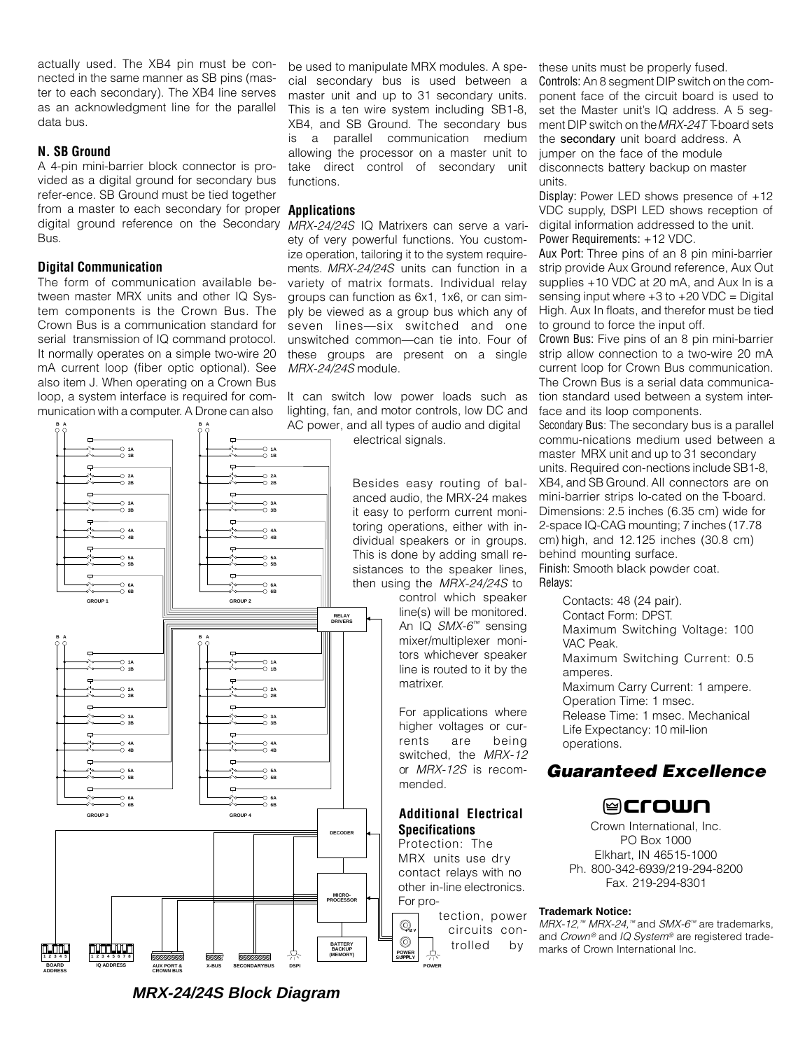actually used. The XB4 pin must be connected in the same manner as SB pins (master to each secondary). The XB4 line serves as an acknowledgment line for the parallel data bus.

### N. SB Ground

A 4-pin mini-barrier block connector is provided as a digital ground for secondary bus refer-ence. SB Ground must be tied together from a master to each secondary for proper digital ground reference on the Secondary Bus.

### Digital Communication

The form of communication available between master MRX units and other IQ System components is the Crown Bus. The Crown Bus is a communication standard for serial transmission of IQ command protocol. It normally operates on a simple two-wire 20 mA current loop (fiber optic optional). See also item J. When operating on a Crown Bus loop, a system interface is required for communication with a computer. A Drone can also be used to manipulate MRX modules. A special secondary bus is used between a master unit and up to 31 secondary units. This is a ten wire system including SB1-8, XB4, and SB Ground. The secondary bus is a parallel communication medium allowing the processor on a master unit to take direct control of secondary unit functions.

### Applications

*MRX-24/24S* IQ Matrixers can serve a variety of very powerful functions. You customize operation, tailoring it to the system requirements. *MRX-24/24S* units can function in a variety of matrix formats. Individual relay groups can function as 6x1, 1x6, or can simply be viewed as a group bus which any of seven lines—six switched and one unswitched common—can tie into. Four of these groups are present on a single *MRX-24/24S* module.

It can switch low power loads such as lighting, fan, and motor controls, low DC and AC power, and all types of audio and digital electrical signals.

Besides easy routing of balanced audio, the MRX-24 makes it easy to perform current monitoring operations, either with individual speakers or in groups. This is done by adding small resistances to the speaker lines, then using the *MRX-24/24S* to control which speaker line(s) will be monitored. An IQ *SMX-6*™ sensing mixer/multiplexer monitors whichever speaker line is routed to it by the matrixer.

For applications where higher voltages or currents are being switched, the *MRX-12* or *MRX-12S* is recommended.

### Additional Electrical Specifications

Protection: The MRX units use dry contact relays with no other in-line electronics. For protection, power circuits controlled by these units must be properly fused.

Controls: An 8 segment DIP switch on the component face of the circuit board is used to set the Master unit's IQ address. A 5 segment DIP switch on the *MRX-24T* T-board sets the **secondary** unit board address. A jumper on the face of the module disconnects battery backup on master units.

Display: Power LED shows presence of +12 VDC supply, DSPI LED shows reception of digital information addressed to the unit.

Power Requirements: +12 VDC.

Aux Port: Three pins of an 8 pin mini-barrier strip provide Aux Ground reference, Aux Out supplies +10 VDC at 20 mA, and Aux In is a sensing input where +3 to +20 VDC = Digital High. Aux In floats, and therefor must be tied to ground to force the input off.

Crown Bus: Five pins of an 8 pin mini-barrier strip allow connection to a two-wire 20 mA current loop for Crown Bus communication. The Crown Bus is a serial data communication standard used between a system interface and its loop components.

Secondary Bus: The secondary bus is a parallel commu-nications medium used between a master MRX unit and up to 31 secondary units. Required con-nections include SB1-8, XB4, and SB Ground. All connectors are on mini-barrier strips lo-cated on the T-board.

Dimensions: 2.5 inches (6.35 cm) wide for 2-space IQ-CAG mounting; 7 inches (17.78 cm) high, and 12.125 inches (30.8 cm) behind mounting surface.

Finish: Smooth black powder coat.

Relays:

- Contacts: 48 (24 pair).
- Contact Form: DPST.
- Maximum Switching Voltage: 100 VAC Peak.
- Maximum Switching Current: 0.5 amperes.
- Maximum Carry Current: 1 ampere.
- Operation Time: 1 msec.
- Release Time: 1 msec. Mechanical Life Expectancy: 10 mil-lion operations.

B A
1A 1B 2A 2B 3A 3B 4A 4B 5A 5B 6A 6B
GROUP 1
GROUP 2
GROUP 3
GROUP 4
RELAY DRIVERS
DECODER
MICRO-PROCESSOR
BATTERY BACKUP (MEMORY)
+12 V
POWER SUPPLY
1 2 3 4 5
BOARD ADDRESS
1 2 3 4 5 6 7 8
IQ ADDRESS
AUX PORT & CROWN BUS
X-BUS
SECONDARYBUS
DSPI
POWER

***MRX-24/24S* Block Diagram**

## *Guaranteed Excellence*

crown

Crown International, Inc.
PO Box 1000
Elkhart, IN 46515-1000
Ph. 800-342-6939/219-294-8200
Fax. 219-294-8301

**Trademark Notice:**
*MRX-12,*™ *MRX-24,*™ and *SMX-6*™ are trademarks, and *Crown*® and *IQ System*® are registered trademarks of Crown International Inc.